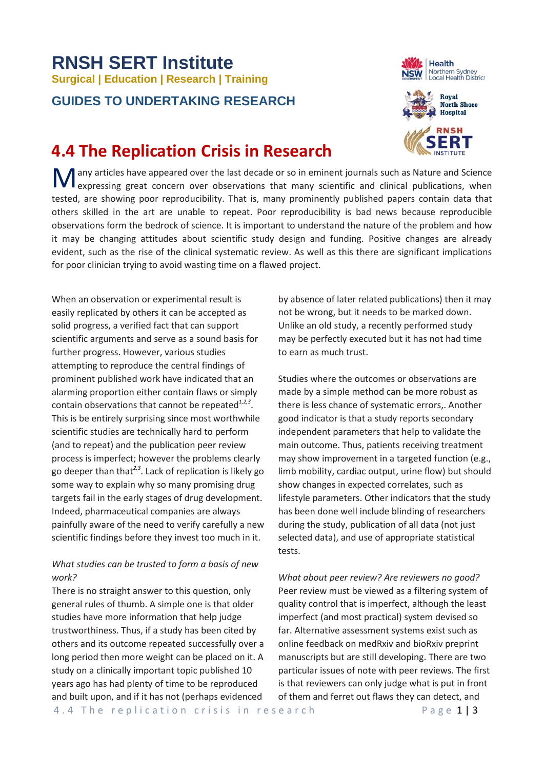# RNSH SERT Institute

**Surgical | Education | Research | Training**

## GUIDES TO UNDERTAKING RESEARCH

# 4.4 The Replication Crisis in Research

Many articles have appeared over the last decade or so in eminent journals such as Nature and Science expressing great concern over observations that many scientific and clinical publications, when tested, are showing poor reproducibility. That is, many prominently published papers contain data that others skilled in the art are unable to repeat. Poor reproducibility is bad news because reproducible observations form the bedrock of science. It is important to understand the nature of the problem and how it may be changing attitudes about scientific study design and funding. Positive changes are already evident, such as the rise of the clinical systematic review. As well as this there are significant implications for poor clinician trying to avoid wasting time on a flawed project.

When an observation or experimental result is easily replicated by others it can be accepted as solid progress, a verified fact that can support scientific arguments and serve as a sound basis for further progress. However, various studies attempting to reproduce the central findings of prominent published work have indicated that an alarming proportion either contain flaws or simply contain observations that cannot be repeated[1,2,3]. This is be entirely surprising since most worthwhile scientific studies are technically hard to perform (and to repeat) and the publication peer review process is imperfect; however the problems clearly go deeper than that[2,3]. Lack of replication is likely go some way to explain why so many promising drug targets fail in the early stages of drug development. Indeed, pharmaceutical companies are always painfully aware of the need to verify carefully a new scientific findings before they invest too much in it.

*What studies can be trusted to form a basis of new work?*

There is no straight answer to this question, only general rules of thumb. A simple one is that older studies have more information that help judge trustworthiness. Thus, if a study has been cited by others and its outcome repeated successfully over a long period then more weight can be placed on it. A study on a clinically important topic published 10 years ago has had plenty of time to be reproduced and built upon, and if it has not (perhaps evidenced by absence of later related publications) then it may not be wrong, but it needs to be marked down. Unlike an old study, a recently performed study may be perfectly executed but it has not had time to earn as much trust.

Studies where the outcomes or observations are made by a simple method can be more robust as there is less chance of systematic errors,. Another good indicator is that a study reports secondary independent parameters that help to validate the main outcome. Thus, patients receiving treatment may show improvement in a targeted function (e.g., limb mobility, cardiac output, urine flow) but should show changes in expected correlates, such as lifestyle parameters. Other indicators that the study has been done well include blinding of researchers during the study, publication of all data (not just selected data), and use of appropriate statistical tests.

*What about peer review? Are reviewers no good?*

Peer review must be viewed as a filtering system of quality control that is imperfect, although the least imperfect (and most practical) system devised so far. Alternative assessment systems exist such as online feedback on medRxiv and bioRxiv preprint manuscripts but are still developing. There are two particular issues of note with peer reviews. The first is that reviewers can only judge what is put in front of them and ferret out flaws they can detect, and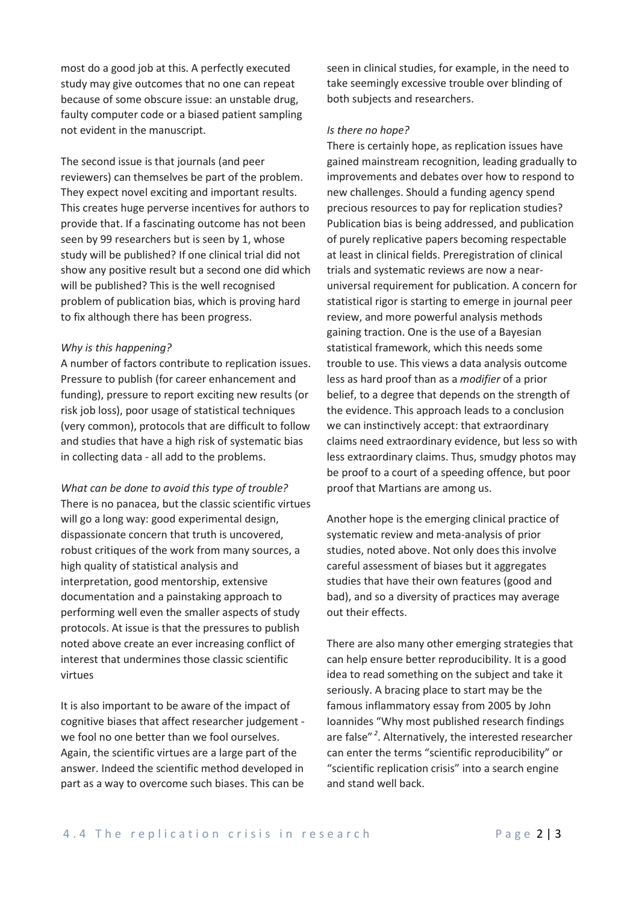most do a good job at this. A perfectly executed study may give outcomes that no one can repeat because of some obscure issue: an unstable drug, faulty computer code or a biased patient sampling not evident in the manuscript.

The second issue is that journals (and peer reviewers) can themselves be part of the problem. They expect novel exciting and important results. This creates huge perverse incentives for authors to provide that. If a fascinating outcome has not been seen by 99 researchers but is seen by 1, whose study will be published? If one clinical trial did not show any positive result but a second one did which will be published? This is the well recognised problem of publication bias, which is proving hard to fix although there has been progress.

*Why is this happening?*

A number of factors contribute to replication issues. Pressure to publish (for career enhancement and funding), pressure to report exciting new results (or risk job loss), poor usage of statistical techniques (very common), protocols that are difficult to follow and studies that have a high risk of systematic bias in collecting data - all add to the problems.

*What can be done to avoid this type of trouble?*

There is no panacea, but the classic scientific virtues will go a long way: good experimental design, dispassionate concern that truth is uncovered, robust critiques of the work from many sources, a high quality of statistical analysis and interpretation, good mentorship, extensive documentation and a painstaking approach to performing well even the smaller aspects of study protocols. At issue is that the pressures to publish noted above create an ever increasing conflict of interest that undermines those classic scientific virtues

It is also important to be aware of the impact of cognitive biases that affect researcher judgement - we fool no one better than we fool ourselves. Again, the scientific virtues are a large part of the answer. Indeed the scientific method developed in part as a way to overcome such biases. This can be seen in clinical studies, for example, in the need to take seemingly excessive trouble over blinding of both subjects and researchers.

*Is there no hope?*

There is certainly hope, as replication issues have gained mainstream recognition, leading gradually to improvements and debates over how to respond to new challenges. Should a funding agency spend precious resources to pay for replication studies? Publication bias is being addressed, and publication of purely replicative papers becoming respectable at least in clinical fields. Preregistration of clinical trials and systematic reviews are now a near-universal requirement for publication. A concern for statistical rigor is starting to emerge in journal peer review, and more powerful analysis methods gaining traction. One is the use of a Bayesian statistical framework, which this needs some trouble to use. This views a data analysis outcome less as hard proof than as a *modifier* of a prior belief, to a degree that depends on the strength of the evidence. This approach leads to a conclusion we can instinctively accept: that extraordinary claims need extraordinary evidence, but less so with less extraordinary claims. Thus, smudgy photos may be proof to a court of a speeding offence, but poor proof that Martians are among us.

Another hope is the emerging clinical practice of systematic review and meta-analysis of prior studies, noted above. Not only does this involve careful assessment of biases but it aggregates studies that have their own features (good and bad), and so a diversity of practices may average out their effects.

There are also many other emerging strategies that can help ensure better reproducibility. It is a good idea to read something on the subject and take it seriously. A bracing place to start may be the famous inflammatory essay from 2005 by John Ioannides "Why most published research findings are false"[2]. Alternatively, the interested researcher can enter the terms "scientific reproducibility" or "scientific replication crisis" into a search engine and stand well back.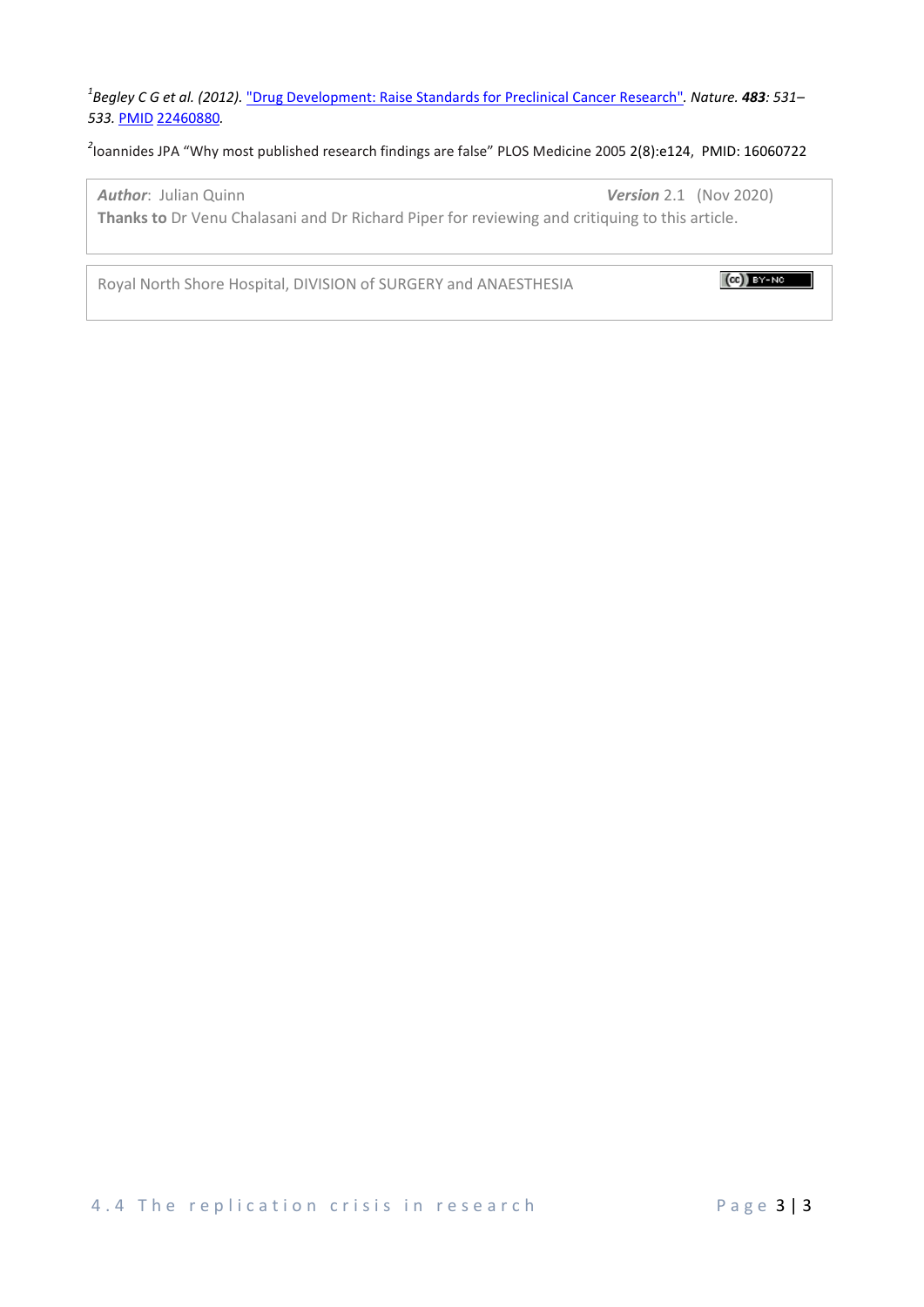[1] *Begley C G et al. (2012).* ["Drug Development: Raise Standards for Preclinical Cancer Research"](). *Nature.* ***483****: 531–533.* [PMID]() [22460880]()*.*

[2] Ioannides JPA "Why most published research findings are false" PLOS Medicine 2005 2(8):e124, PMID: 16060722

***Author***: Julian Quinn ***Version*** 2.1 (Nov 2020)
**Thanks to** Dr Venu Chalasani and Dr Richard Piper for reviewing and critiquing to this article.

Royal North Shore Hospital, DIVISION of SURGERY and ANAESTHESIA

(cc) BY-NC